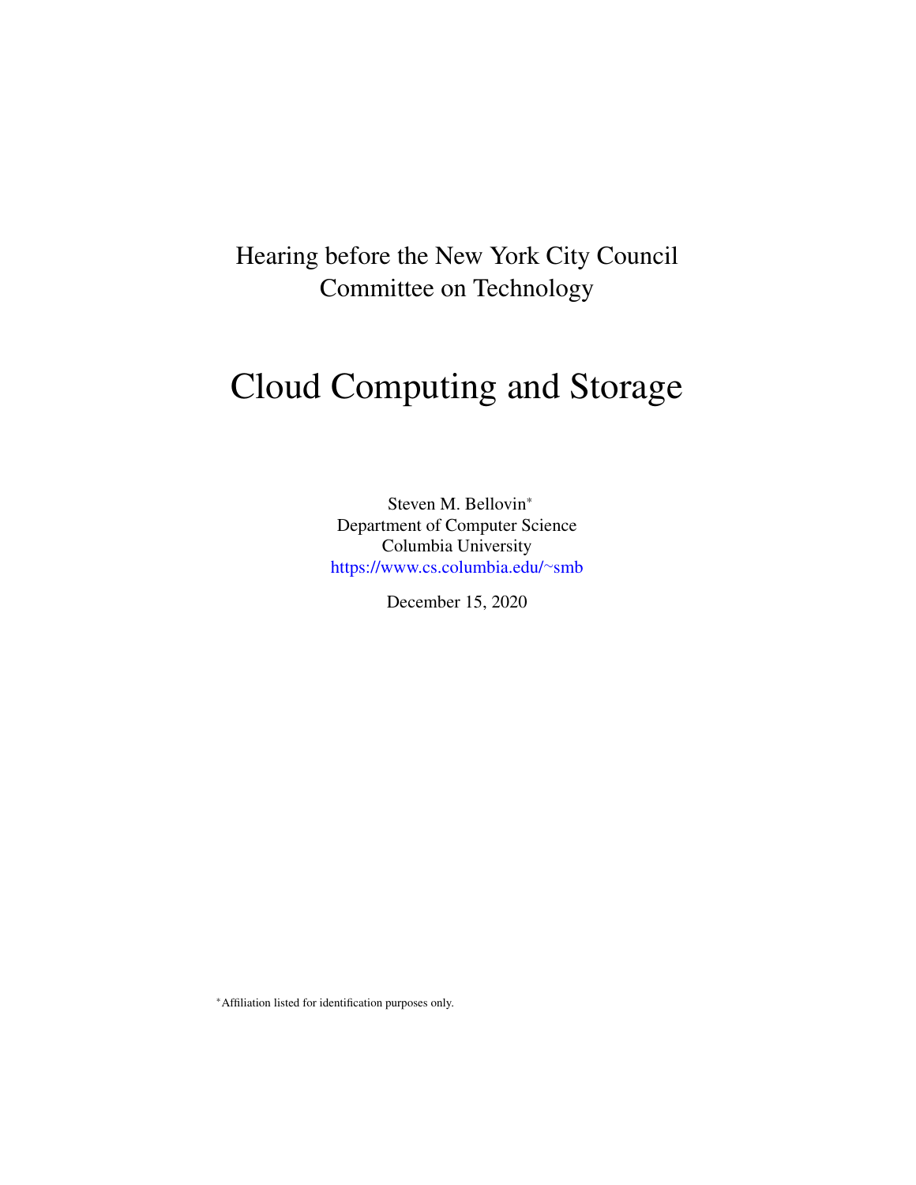Hearing before the New York City Council
Committee on Technology

# Cloud Computing and Storage

Steven M. Bellovin*
Department of Computer Science
Columbia University
https://www.cs.columbia.edu/~smb

December 15, 2020

*Affiliation listed for identification purposes only.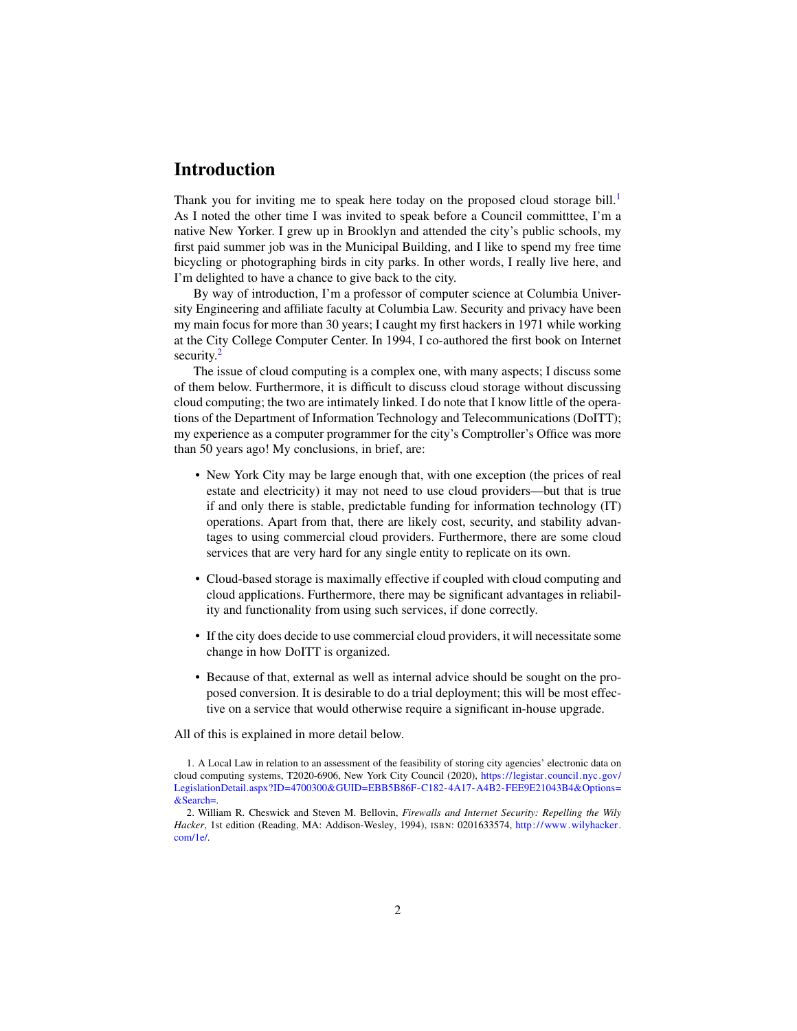# Introduction

Thank you for inviting me to speak here today on the proposed cloud storage bill.[1] As I noted the other time I was invited to speak before a Council committtee, I'm a native New Yorker. I grew up in Brooklyn and attended the city's public schools, my first paid summer job was in the Municipal Building, and I like to spend my free time bicycling or photographing birds in city parks. In other words, I really live here, and I'm delighted to have a chance to give back to the city.

By way of introduction, I'm a professor of computer science at Columbia University Engineering and affiliate faculty at Columbia Law. Security and privacy have been my main focus for more than 30 years; I caught my first hackers in 1971 while working at the City College Computer Center. In 1994, I co-authored the first book on Internet security.[2]

The issue of cloud computing is a complex one, with many aspects; I discuss some of them below. Furthermore, it is difficult to discuss cloud storage without discussing cloud computing; the two are intimately linked. I do note that I know little of the operations of the Department of Information Technology and Telecommunications (DoITT); my experience as a computer programmer for the city's Comptroller's Office was more than 50 years ago! My conclusions, in brief, are:

- New York City may be large enough that, with one exception (the prices of real estate and electricity) it may not need to use cloud providers—but that is true if and only there is stable, predictable funding for information technology (IT) operations. Apart from that, there are likely cost, security, and stability advantages to using commercial cloud providers. Furthermore, there are some cloud services that are very hard for any single entity to replicate on its own.
- Cloud-based storage is maximally effective if coupled with cloud computing and cloud applications. Furthermore, there may be significant advantages in reliability and functionality from using such services, if done correctly.
- If the city does decide to use commercial cloud providers, it will necessitate some change in how DoITT is organized.
- Because of that, external as well as internal advice should be sought on the proposed conversion. It is desirable to do a trial deployment; this will be most effective on a service that would otherwise require a significant in-house upgrade.

All of this is explained in more detail below.

1. A Local Law in relation to an assessment of the feasibility of storing city agencies' electronic data on cloud computing systems, T2020-6906, New York City Council (2020), https://legistar.council.nyc.gov/LegislationDetail.aspx?ID=4700300&GUID=EBB5B86F-C182-4A17-A4B2-FEE9E21043B4&Options=&Search=.

2. William R. Cheswick and Steven M. Bellovin, *Firewalls and Internet Security: Repelling the Wily Hacker*, 1st edition (Reading, MA: Addison-Wesley, 1994), ISBN: 0201633574, http://www.wilyhacker.com/1e/.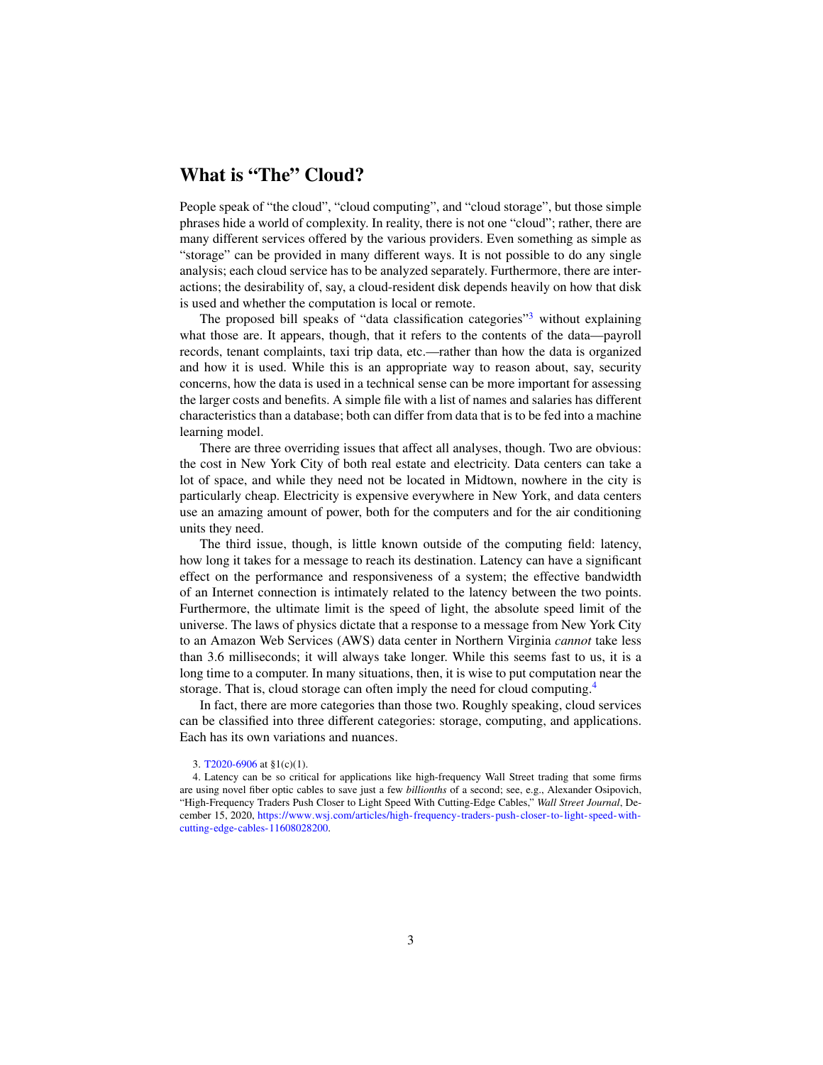## What is "The" Cloud?

People speak of "the cloud", "cloud computing", and "cloud storage", but those simple phrases hide a world of complexity. In reality, there is not one "cloud"; rather, there are many different services offered by the various providers. Even something as simple as "storage" can be provided in many different ways. It is not possible to do any single analysis; each cloud service has to be analyzed separately. Furthermore, there are interactions; the desirability of, say, a cloud-resident disk depends heavily on how that disk is used and whether the computation is local or remote.

The proposed bill speaks of "data classification categories"[3] without explaining what those are. It appears, though, that it refers to the contents of the data—payroll records, tenant complaints, taxi trip data, etc.—rather than how the data is organized and how it is used. While this is an appropriate way to reason about, say, security concerns, how the data is used in a technical sense can be more important for assessing the larger costs and benefits. A simple file with a list of names and salaries has different characteristics than a database; both can differ from data that is to be fed into a machine learning model.

There are three overriding issues that affect all analyses, though. Two are obvious: the cost in New York City of both real estate and electricity. Data centers can take a lot of space, and while they need not be located in Midtown, nowhere in the city is particularly cheap. Electricity is expensive everywhere in New York, and data centers use an amazing amount of power, both for the computers and for the air conditioning units they need.

The third issue, though, is little known outside of the computing field: latency, how long it takes for a message to reach its destination. Latency can have a significant effect on the performance and responsiveness of a system; the effective bandwidth of an Internet connection is intimately related to the latency between the two points. Furthermore, the ultimate limit is the speed of light, the absolute speed limit of the universe. The laws of physics dictate that a response to a message from New York City to an Amazon Web Services (AWS) data center in Northern Virginia *cannot* take less than 3.6 milliseconds; it will always take longer. While this seems fast to us, it is a long time to a computer. In many situations, then, it is wise to put computation near the storage. That is, cloud storage can often imply the need for cloud computing.[4]

In fact, there are more categories than those two. Roughly speaking, cloud services can be classified into three different categories: storage, computing, and applications. Each has its own variations and nuances.

3. T2020-6906 at §1(c)(1).

4. Latency can be so critical for applications like high-frequency Wall Street trading that some firms are using novel fiber optic cables to save just a few *billionths* of a second; see, e.g., Alexander Osipovich, "High-Frequency Traders Push Closer to Light Speed With Cutting-Edge Cables," *Wall Street Journal*, December 15, 2020, https://www.wsj.com/articles/high-frequency-traders-push-closer-to-light-speed-with-cutting-edge-cables-11608028200.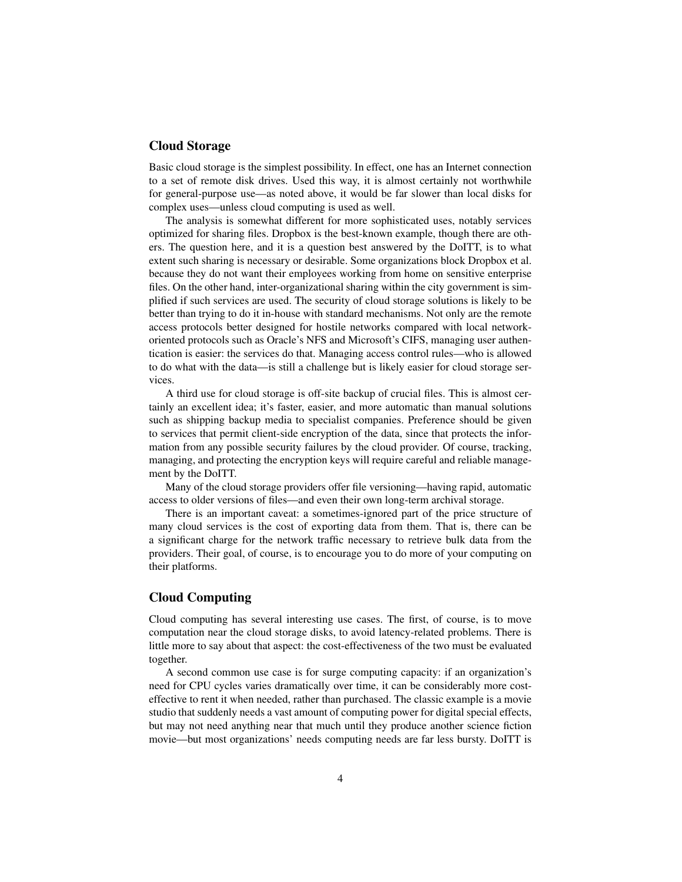## Cloud Storage

Basic cloud storage is the simplest possibility. In effect, one has an Internet connection to a set of remote disk drives. Used this way, it is almost certainly not worthwhile for general-purpose use—as noted above, it would be far slower than local disks for complex uses—unless cloud computing is used as well.

The analysis is somewhat different for more sophisticated uses, notably services optimized for sharing files. Dropbox is the best-known example, though there are others. The question here, and it is a question best answered by the DoITT, is to what extent such sharing is necessary or desirable. Some organizations block Dropbox et al. because they do not want their employees working from home on sensitive enterprise files. On the other hand, inter-organizational sharing within the city government is simplified if such services are used. The security of cloud storage solutions is likely to be better than trying to do it in-house with standard mechanisms. Not only are the remote access protocols better designed for hostile networks compared with local network-oriented protocols such as Oracle's NFS and Microsoft's CIFS, managing user authentication is easier: the services do that. Managing access control rules—who is allowed to do what with the data—is still a challenge but is likely easier for cloud storage services.

A third use for cloud storage is off-site backup of crucial files. This is almost certainly an excellent idea; it's faster, easier, and more automatic than manual solutions such as shipping backup media to specialist companies. Preference should be given to services that permit client-side encryption of the data, since that protects the information from any possible security failures by the cloud provider. Of course, tracking, managing, and protecting the encryption keys will require careful and reliable management by the DoITT.

Many of the cloud storage providers offer file versioning—having rapid, automatic access to older versions of files—and even their own long-term archival storage.

There is an important caveat: a sometimes-ignored part of the price structure of many cloud services is the cost of exporting data from them. That is, there can be a significant charge for the network traffic necessary to retrieve bulk data from the providers. Their goal, of course, is to encourage you to do more of your computing on their platforms.

## Cloud Computing

Cloud computing has several interesting use cases. The first, of course, is to move computation near the cloud storage disks, to avoid latency-related problems. There is little more to say about that aspect: the cost-effectiveness of the two must be evaluated together.

A second common use case is for surge computing capacity: if an organization's need for CPU cycles varies dramatically over time, it can be considerably more cost-effective to rent it when needed, rather than purchased. The classic example is a movie studio that suddenly needs a vast amount of computing power for digital special effects, but may not need anything near that much until they produce another science fiction movie—but most organizations' needs computing needs are far less bursty. DoITT is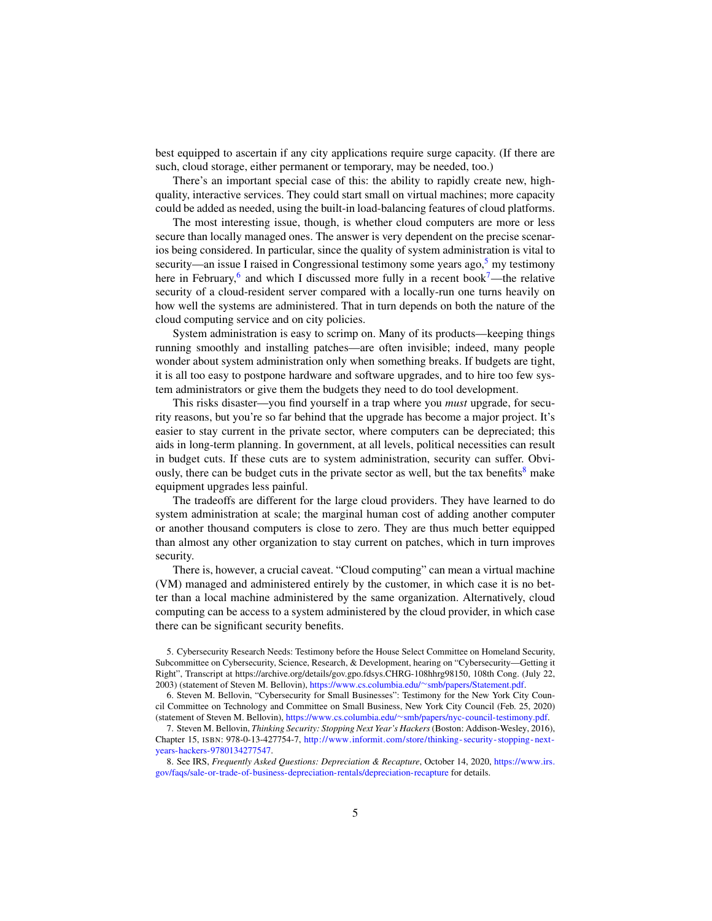best equipped to ascertain if any city applications require surge capacity. (If there are such, cloud storage, either permanent or temporary, may be needed, too.)

There's an important special case of this: the ability to rapidly create new, high-quality, interactive services. They could start small on virtual machines; more capacity could be added as needed, using the built-in load-balancing features of cloud platforms.

The most interesting issue, though, is whether cloud computers are more or less secure than locally managed ones. The answer is very dependent on the precise scenarios being considered. In particular, since the quality of system administration is vital to security—an issue I raised in Congressional testimony some years ago,[5] my testimony here in February,[6] and which I discussed more fully in a recent book[7]—the relative security of a cloud-resident server compared with a locally-run one turns heavily on how well the systems are administered. That in turn depends on both the nature of the cloud computing service and on city policies.

System administration is easy to scrimp on. Many of its products—keeping things running smoothly and installing patches—are often invisible; indeed, many people wonder about system administration only when something breaks. If budgets are tight, it is all too easy to postpone hardware and software upgrades, and to hire too few system administrators or give them the budgets they need to do tool development.

This risks disaster—you find yourself in a trap where you *must* upgrade, for security reasons, but you're so far behind that the upgrade has become a major project. It's easier to stay current in the private sector, where computers can be depreciated; this aids in long-term planning. In government, at all levels, political necessities can result in budget cuts. If these cuts are to system administration, security can suffer. Obviously, there can be budget cuts in the private sector as well, but the tax benefits[8] make equipment upgrades less painful.

The tradeoffs are different for the large cloud providers. They have learned to do system administration at scale; the marginal human cost of adding another computer or another thousand computers is close to zero. They are thus much better equipped than almost any other organization to stay current on patches, which in turn improves security.

There is, however, a crucial caveat. "Cloud computing" can mean a virtual machine (VM) managed and administered entirely by the customer, in which case it is no better than a local machine administered by the same organization. Alternatively, cloud computing can be access to a system administered by the cloud provider, in which case there can be significant security benefits.

5. Cybersecurity Research Needs: Testimony before the House Select Committee on Homeland Security, Subcommittee on Cybersecurity, Science, Research, & Development, hearing on "Cybersecurity—Getting it Right", Transcript at https://archive.org/details/gov.gpo.fdsys.CHRG-108hhrg98150, 108th Cong. (July 22, 2003) (statement of Steven M. Bellovin), https://www.cs.columbia.edu/~smb/papers/Statement.pdf.

6. Steven M. Bellovin, "Cybersecurity for Small Businesses": Testimony for the New York City Council Committee on Technology and Committee on Small Business, New York City Council (Feb. 25, 2020) (statement of Steven M. Bellovin), https://www.cs.columbia.edu/~smb/papers/nyc-council-testimony.pdf.

7. Steven M. Bellovin, *Thinking Security: Stopping Next Year's Hackers* (Boston: Addison-Wesley, 2016), Chapter 15, ISBN: 978-0-13-427754-7, http://www.informit.com/store/thinking-security-stopping-next-years-hackers-9780134277547.

8. See IRS, *Frequently Asked Questions: Depreciation & Recapture*, October 14, 2020, https://www.irs.gov/faqs/sale-or-trade-of-business-depreciation-rentals/depreciation-recapture for details.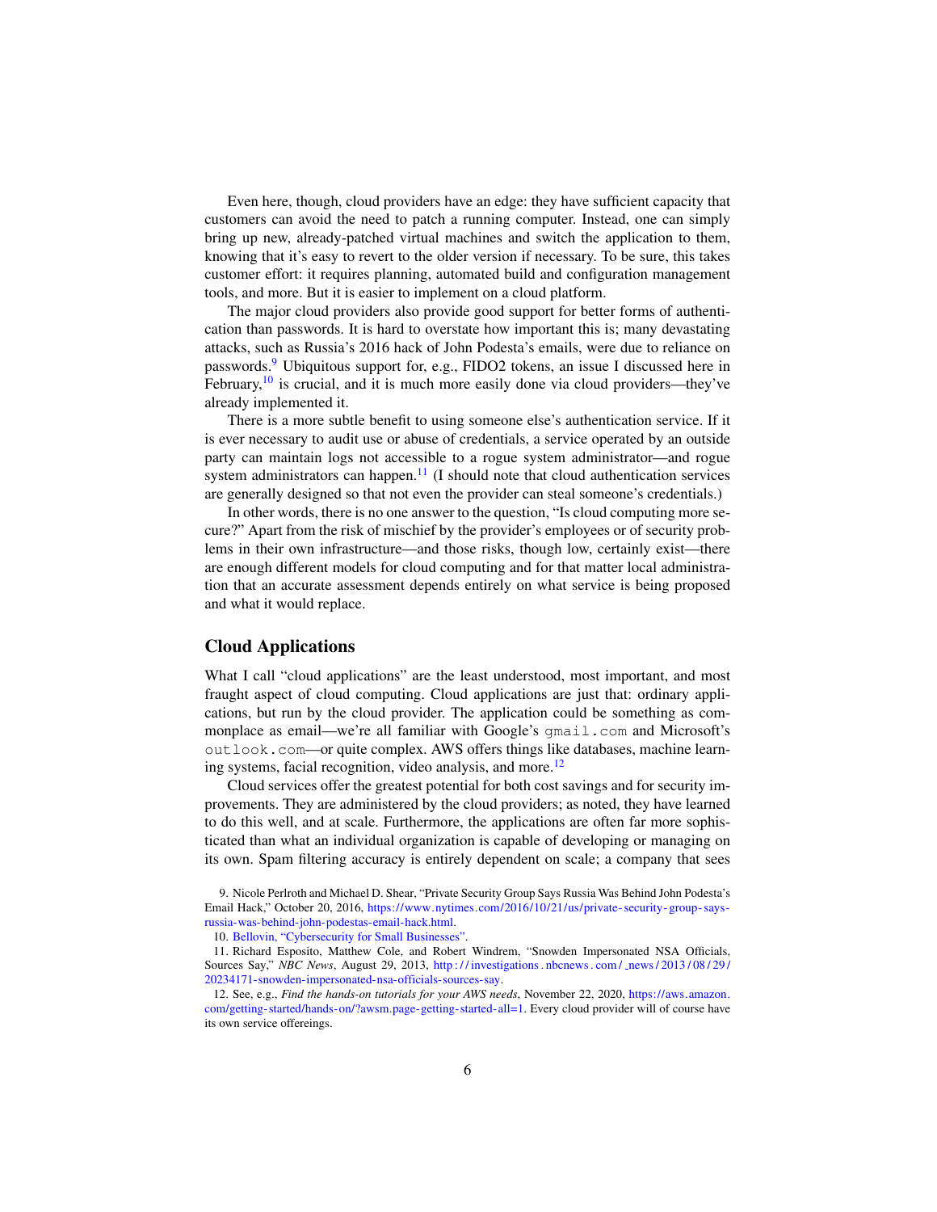Even here, though, cloud providers have an edge: they have sufficient capacity that customers can avoid the need to patch a running computer. Instead, one can simply bring up new, already-patched virtual machines and switch the application to them, knowing that it's easy to revert to the older version if necessary. To be sure, this takes customer effort: it requires planning, automated build and configuration management tools, and more. But it is easier to implement on a cloud platform.

The major cloud providers also provide good support for better forms of authentication than passwords. It is hard to overstate how important this is; many devastating attacks, such as Russia's 2016 hack of John Podesta's emails, were due to reliance on passwords.[9] Ubiquitous support for, e.g., FIDO2 tokens, an issue I discussed here in February,[10] is crucial, and it is much more easily done via cloud providers—they've already implemented it.

There is a more subtle benefit to using someone else's authentication service. If it is ever necessary to audit use or abuse of credentials, a service operated by an outside party can maintain logs not accessible to a rogue system administrator—and rogue system administrators can happen.[11] (I should note that cloud authentication services are generally designed so that not even the provider can steal someone's credentials.)

In other words, there is no one answer to the question, "Is cloud computing more secure?" Apart from the risk of mischief by the provider's employees or of security problems in their own infrastructure—and those risks, though low, certainly exist—there are enough different models for cloud computing and for that matter local administration that an accurate assessment depends entirely on what service is being proposed and what it would replace.

## Cloud Applications

What I call "cloud applications" are the least understood, most important, and most fraught aspect of cloud computing. Cloud applications are just that: ordinary applications, but run by the cloud provider. The application could be something as commonplace as email—we're all familiar with Google's `gmail.com` and Microsoft's `outlook.com`—or quite complex. AWS offers things like databases, machine learning systems, facial recognition, video analysis, and more.[12]

Cloud services offer the greatest potential for both cost savings and for security improvements. They are administered by the cloud providers; as noted, they have learned to do this well, and at scale. Furthermore, the applications are often far more sophisticated than what an individual organization is capable of developing or managing on its own. Spam filtering accuracy is entirely dependent on scale; a company that sees

9. Nicole Perlroth and Michael D. Shear, "Private Security Group Says Russia Was Behind John Podesta's Email Hack," October 20, 2016, https://www.nytimes.com/2016/10/21/us/private-security-group-says-russia-was-behind-john-podestas-email-hack.html.

10. Bellovin, "Cybersecurity for Small Businesses".

11. Richard Esposito, Matthew Cole, and Robert Windrem, "Snowden Impersonated NSA Officials, Sources Say," *NBC News*, August 29, 2013, http://investigations.nbcnews.com/_news/2013/08/29/20234171-snowden-impersonated-nsa-officials-sources-say.

12. See, e.g., *Find the hands-on tutorials for your AWS needs*, November 22, 2020, https://aws.amazon.com/getting-started/hands-on/?awsm.page-getting-started-all=1. Every cloud provider will of course have its own service offereings.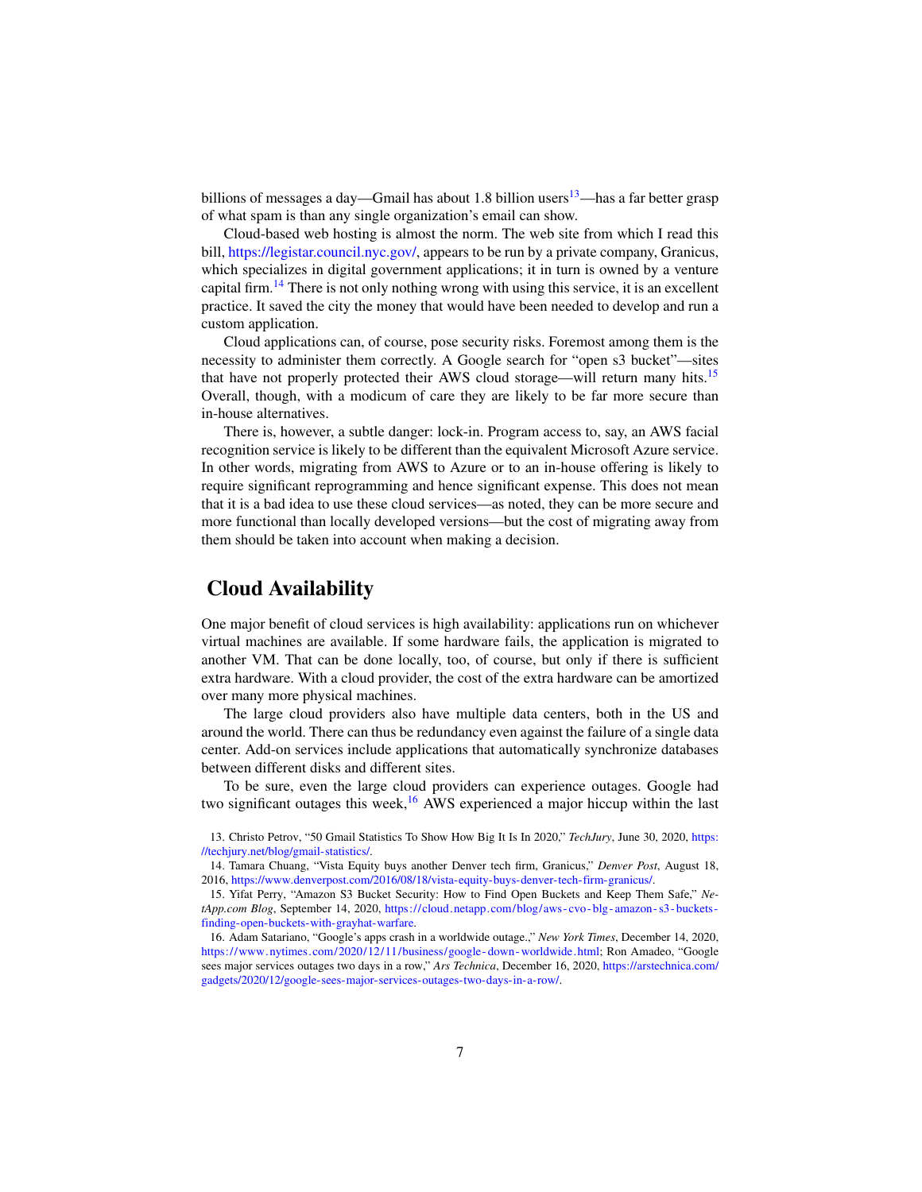billions of messages a day—Gmail has about 1.8 billion users[13]—has a far better grasp of what spam is than any single organization's email can show.

Cloud-based web hosting is almost the norm. The web site from which I read this bill, https://legistar.council.nyc.gov/, appears to be run by a private company, Granicus, which specializes in digital government applications; it in turn is owned by a venture capital firm.[14] There is not only nothing wrong with using this service, it is an excellent practice. It saved the city the money that would have been needed to develop and run a custom application.

Cloud applications can, of course, pose security risks. Foremost among them is the necessity to administer them correctly. A Google search for "open s3 bucket"—sites that have not properly protected their AWS cloud storage—will return many hits.[15] Overall, though, with a modicum of care they are likely to be far more secure than in-house alternatives.

There is, however, a subtle danger: lock-in. Program access to, say, an AWS facial recognition service is likely to be different than the equivalent Microsoft Azure service. In other words, migrating from AWS to Azure or to an in-house offering is likely to require significant reprogramming and hence significant expense. This does not mean that it is a bad idea to use these cloud services—as noted, they can be more secure and more functional than locally developed versions—but the cost of migrating away from them should be taken into account when making a decision.

## Cloud Availability

One major benefit of cloud services is high availability: applications run on whichever virtual machines are available. If some hardware fails, the application is migrated to another VM. That can be done locally, too, of course, but only if there is sufficient extra hardware. With a cloud provider, the cost of the extra hardware can be amortized over many more physical machines.

The large cloud providers also have multiple data centers, both in the US and around the world. There can thus be redundancy even against the failure of a single data center. Add-on services include applications that automatically synchronize databases between different disks and different sites.

To be sure, even the large cloud providers can experience outages. Google had two significant outages this week,[16] AWS experienced a major hiccup within the last

13. Christo Petrov, "50 Gmail Statistics To Show How Big It Is In 2020," *TechJury*, June 30, 2020, https://techjury.net/blog/gmail-statistics/.

14. Tamara Chuang, "Vista Equity buys another Denver tech firm, Granicus," *Denver Post*, August 18, 2016, https://www.denverpost.com/2016/08/18/vista-equity-buys-denver-tech-firm-granicus/.

15. Yifat Perry, "Amazon S3 Bucket Security: How to Find Open Buckets and Keep Them Safe," *NetApp.com Blog*, September 14, 2020, https://cloud.netapp.com/blog/aws-cvo-blg-amazon-s3-buckets-finding-open-buckets-with-grayhat-warfare.

16. Adam Satariano, "Google's apps crash in a worldwide outage.," *New York Times*, December 14, 2020, https://www.nytimes.com/2020/12/11/business/google-down-worldwide.html; Ron Amadeo, "Google sees major services outages two days in a row," *Ars Technica*, December 16, 2020, https://arstechnica.com/gadgets/2020/12/google-sees-major-services-outages-two-days-in-a-row/.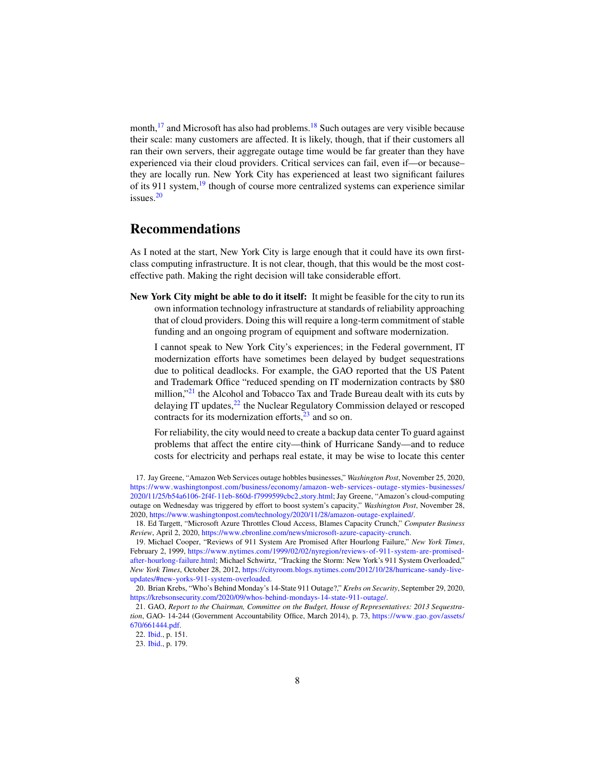month,[17] and Microsoft has also had problems.[18] Such outages are very visible because their scale: many customers are affected. It is likely, though, that if their customers all ran their own servers, their aggregate outage time would be far greater than they have experienced via their cloud providers. Critical services can fail, even if—or because– they are locally run. New York City has experienced at least two significant failures of its 911 system,[19] though of course more centralized systems can experience similar issues.[20]

## Recommendations

As I noted at the start, New York City is large enough that it could have its own first-class computing infrastructure. It is not clear, though, that this would be the most cost-effective path. Making the right decision will take considerable effort.

**New York City might be able to do it itself:** It might be feasible for the city to run its own information technology infrastructure at standards of reliability approaching that of cloud providers. Doing this will require a long-term commitment of stable funding and an ongoing program of equipment and software modernization.

I cannot speak to New York City's experiences; in the Federal government, IT modernization efforts have sometimes been delayed by budget sequestrations due to political deadlocks. For example, the GAO reported that the US Patent and Trademark Office "reduced spending on IT modernization contracts by $80 million,"[21] the Alcohol and Tobacco Tax and Trade Bureau dealt with its cuts by delaying IT updates,[22] the Nuclear Regulatory Commission delayed or rescoped contracts for its modernization efforts,[23] and so on.

For reliability, the city would need to create a backup data center To guard against problems that affect the entire city—think of Hurricane Sandy—and to reduce costs for electricity and perhaps real estate, it may be wise to locate this center

17. Jay Greene, "Amazon Web Services outage hobbles businesses," *Washington Post*, November 25, 2020, https://www.washingtonpost.com/business/economy/amazon-web-services-outage-stymies-businesses/2020/11/25/b54a6106-2f4f-11eb-860d-f7999599cbc2_story.html; Jay Greene, "Amazon's cloud-computing outage on Wednesday was triggered by effort to boost system's capacity," *Washington Post*, November 28, 2020, https://www.washingtonpost.com/technology/2020/11/28/amazon-outage-explained/.

18. Ed Targett, "Microsoft Azure Throttles Cloud Access, Blames Capacity Crunch," *Computer Business Review*, April 2, 2020, https://www.cbronline.com/news/microsoft-azure-capacity-crunch.

19. Michael Cooper, "Reviews of 911 System Are Promised After Hourlong Failure," *New York Times*, February 2, 1999, https://www.nytimes.com/1999/02/02/nyregion/reviews-of-911-system-are-promised-after-hourlong-failure.html; Michael Schwirtz, "Tracking the Storm: New York's 911 System Overloaded," *New York Times*, October 28, 2012, https://cityroom.blogs.nytimes.com/2012/10/28/hurricane-sandy-live-updates/#new-yorks-911-system-overloaded.

20. Brian Krebs, "Who's Behind Monday's 14-State 911 Outage?," *Krebs on Security*, September 29, 2020, https://krebsonsecurity.com/2020/09/whos-behind-mondays-14-state-911-outage/.

21. GAO, *Report to the Chairman, Committee on the Budget, House of Representatives: 2013 Sequestration*, GAO- 14-244 (Government Accountability Office, March 2014), p. 73, https://www.gao.gov/assets/670/661444.pdf.

22. Ibid., p. 151.

23. Ibid., p. 179.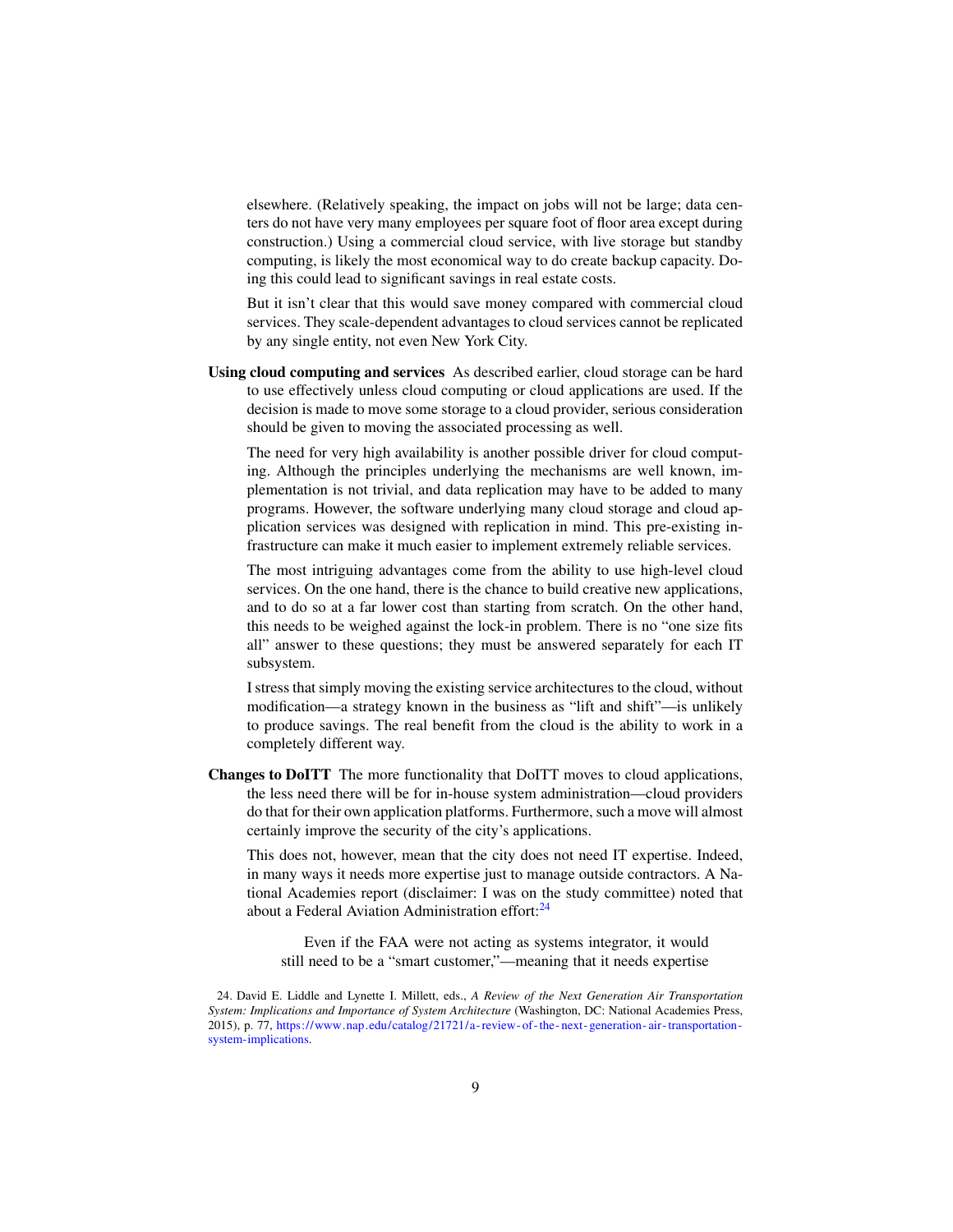elsewhere. (Relatively speaking, the impact on jobs will not be large; data centers do not have very many employees per square foot of floor area except during construction.) Using a commercial cloud service, with live storage but standby computing, is likely the most economical way to do create backup capacity. Doing this could lead to significant savings in real estate costs.

But it isn't clear that this would save money compared with commercial cloud services. They scale-dependent advantages to cloud services cannot be replicated by any single entity, not even New York City.

**Using cloud computing and services** As described earlier, cloud storage can be hard to use effectively unless cloud computing or cloud applications are used. If the decision is made to move some storage to a cloud provider, serious consideration should be given to moving the associated processing as well.

The need for very high availability is another possible driver for cloud computing. Although the principles underlying the mechanisms are well known, implementation is not trivial, and data replication may have to be added to many programs. However, the software underlying many cloud storage and cloud application services was designed with replication in mind. This pre-existing infrastructure can make it much easier to implement extremely reliable services.

The most intriguing advantages come from the ability to use high-level cloud services. On the one hand, there is the chance to build creative new applications, and to do so at a far lower cost than starting from scratch. On the other hand, this needs to be weighed against the lock-in problem. There is no "one size fits all" answer to these questions; they must be answered separately for each IT subsystem.

I stress that simply moving the existing service architectures to the cloud, without modification—a strategy known in the business as "lift and shift"—is unlikely to produce savings. The real benefit from the cloud is the ability to work in a completely different way.

**Changes to DoITT** The more functionality that DoITT moves to cloud applications, the less need there will be for in-house system administration—cloud providers do that for their own application platforms. Furthermore, such a move will almost certainly improve the security of the city's applications.

This does not, however, mean that the city does not need IT expertise. Indeed, in many ways it needs more expertise just to manage outside contractors. A National Academies report (disclaimer: I was on the study committee) noted that about a Federal Aviation Administration effort:[24]

> Even if the FAA were not acting as systems integrator, it would still need to be a "smart customer,"—meaning that it needs expertise

24. David E. Liddle and Lynette I. Millett, eds., *A Review of the Next Generation Air Transportation System: Implications and Importance of System Architecture* (Washington, DC: National Academies Press, 2015), p. 77, https://www.nap.edu/catalog/21721/a-review-of-the-next-generation-air-transportation-system-implications.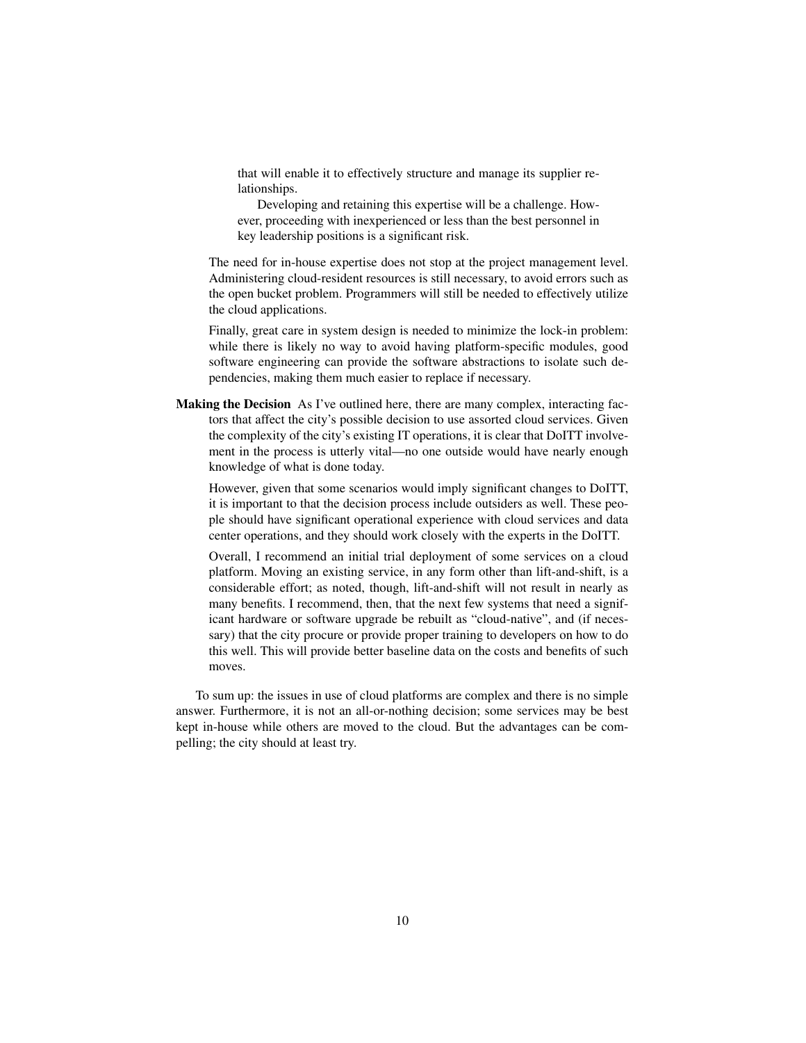> that will enable it to effectively structure and manage its supplier relationships.
>
> Developing and retaining this expertise will be a challenge. However, proceeding with inexperienced or less than the best personnel in key leadership positions is a significant risk.

The need for in-house expertise does not stop at the project management level. Administering cloud-resident resources is still necessary, to avoid errors such as the open bucket problem. Programmers will still be needed to effectively utilize the cloud applications.

Finally, great care in system design is needed to minimize the lock-in problem: while there is likely no way to avoid having platform-specific modules, good software engineering can provide the software abstractions to isolate such dependencies, making them much easier to replace if necessary.

**Making the Decision** As I've outlined here, there are many complex, interacting factors that affect the city's possible decision to use assorted cloud services. Given the complexity of the city's existing IT operations, it is clear that DoITT involvement in the process is utterly vital—no one outside would have nearly enough knowledge of what is done today.

However, given that some scenarios would imply significant changes to DoITT, it is important to that the decision process include outsiders as well. These people should have significant operational experience with cloud services and data center operations, and they should work closely with the experts in the DoITT.

Overall, I recommend an initial trial deployment of some services on a cloud platform. Moving an existing service, in any form other than lift-and-shift, is a considerable effort; as noted, though, lift-and-shift will not result in nearly as many benefits. I recommend, then, that the next few systems that need a significant hardware or software upgrade be rebuilt as "cloud-native", and (if necessary) that the city procure or provide proper training to developers on how to do this well. This will provide better baseline data on the costs and benefits of such moves.

To sum up: the issues in use of cloud platforms are complex and there is no simple answer. Furthermore, it is not an all-or-nothing decision; some services may be best kept in-house while others are moved to the cloud. But the advantages can be compelling; the city should at least try.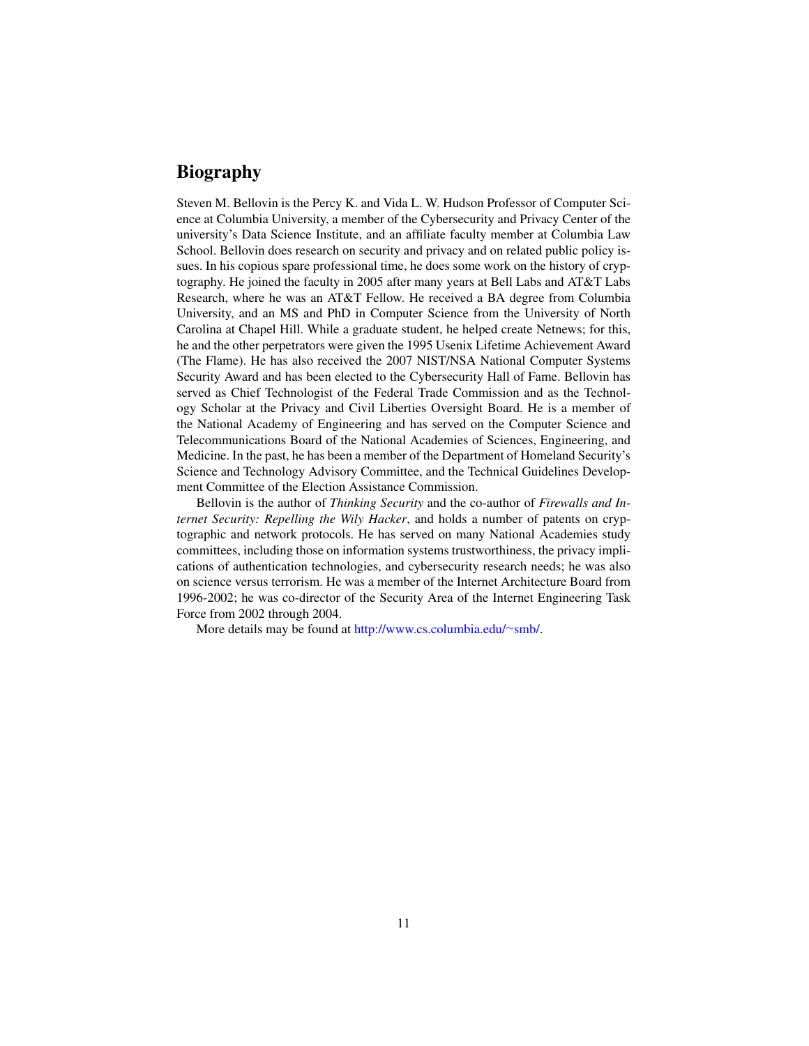## Biography

Steven M. Bellovin is the Percy K. and Vida L. W. Hudson Professor of Computer Science at Columbia University, a member of the Cybersecurity and Privacy Center of the university's Data Science Institute, and an affiliate faculty member at Columbia Law School. Bellovin does research on security and privacy and on related public policy issues. In his copious spare professional time, he does some work on the history of cryptography. He joined the faculty in 2005 after many years at Bell Labs and AT&T Labs Research, where he was an AT&T Fellow. He received a BA degree from Columbia University, and an MS and PhD in Computer Science from the University of North Carolina at Chapel Hill. While a graduate student, he helped create Netnews; for this, he and the other perpetrators were given the 1995 Usenix Lifetime Achievement Award (The Flame). He has also received the 2007 NIST/NSA National Computer Systems Security Award and has been elected to the Cybersecurity Hall of Fame. Bellovin has served as Chief Technologist of the Federal Trade Commission and as the Technology Scholar at the Privacy and Civil Liberties Oversight Board. He is a member of the National Academy of Engineering and has served on the Computer Science and Telecommunications Board of the National Academies of Sciences, Engineering, and Medicine. In the past, he has been a member of the Department of Homeland Security's Science and Technology Advisory Committee, and the Technical Guidelines Development Committee of the Election Assistance Commission.

Bellovin is the author of *Thinking Security* and the co-author of *Firewalls and Internet Security: Repelling the Wily Hacker*, and holds a number of patents on cryptographic and network protocols. He has served on many National Academies study committees, including those on information systems trustworthiness, the privacy implications of authentication technologies, and cybersecurity research needs; he was also on science versus terrorism. He was a member of the Internet Architecture Board from 1996-2002; he was co-director of the Security Area of the Internet Engineering Task Force from 2002 through 2004.

More details may be found at http://www.cs.columbia.edu/~smb/.